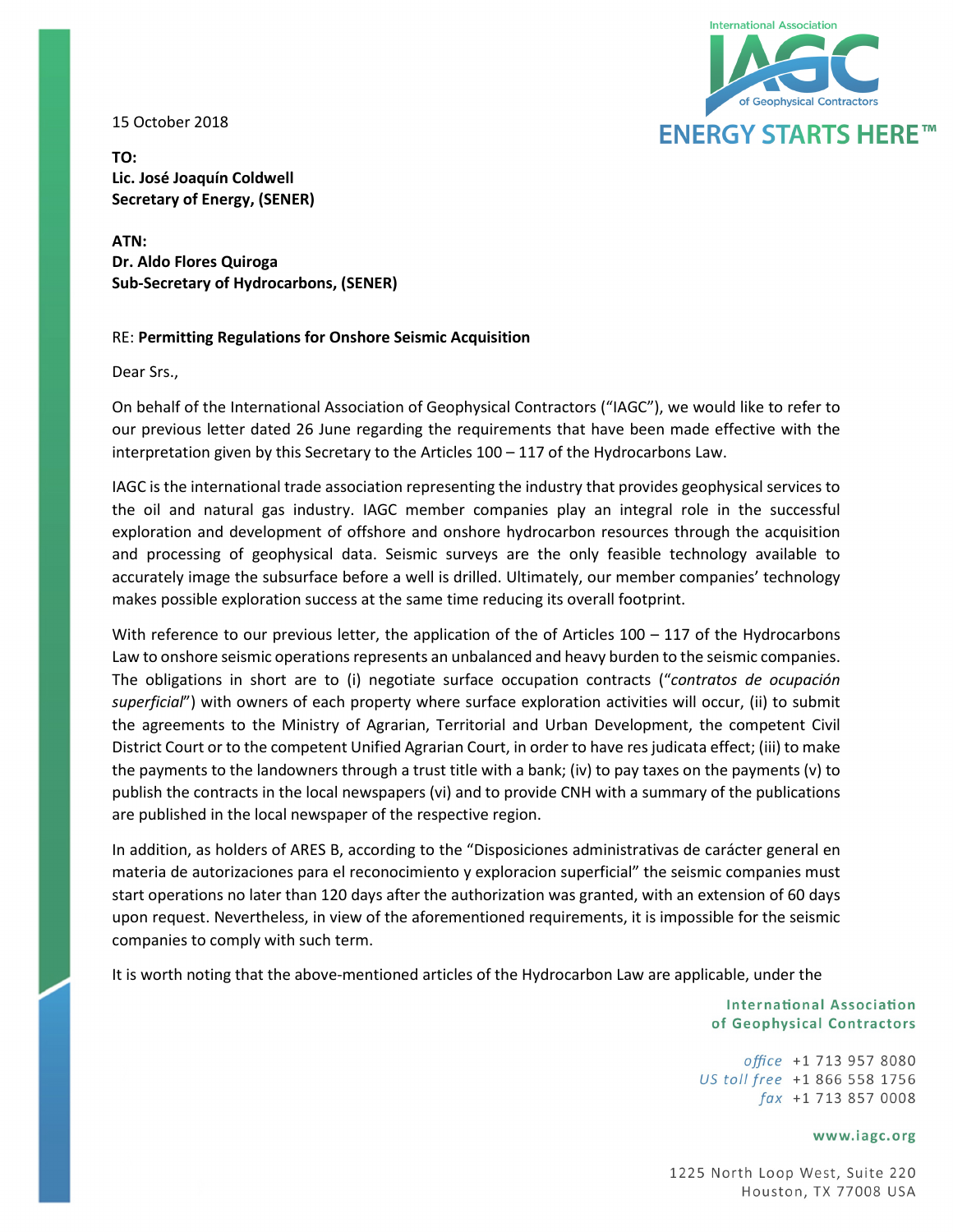15 October 2018

**TO:**
**Lic. José Joaquín Coldwell**
**Secretary of Energy, (SENER)**

**ATN:**
**Dr. Aldo Flores Quiroga**
**Sub-Secretary of Hydrocarbons, (SENER)**

RE: **Permitting Regulations for Onshore Seismic Acquisition**

Dear Srs.,

On behalf of the International Association of Geophysical Contractors ("IAGC"), we would like to refer to our previous letter dated 26 June regarding the requirements that have been made effective with the interpretation given by this Secretary to the Articles 100 – 117 of the Hydrocarbons Law.

IAGC is the international trade association representing the industry that provides geophysical services to the oil and natural gas industry. IAGC member companies play an integral role in the successful exploration and development of offshore and onshore hydrocarbon resources through the acquisition and processing of geophysical data. Seismic surveys are the only feasible technology available to accurately image the subsurface before a well is drilled. Ultimately, our member companies' technology makes possible exploration success at the same time reducing its overall footprint.

With reference to our previous letter, the application of the of Articles 100 – 117 of the Hydrocarbons Law to onshore seismic operations represents an unbalanced and heavy burden to the seismic companies. The obligations in short are to (i) negotiate surface occupation contracts ("*contratos de ocupación superficial*") with owners of each property where surface exploration activities will occur, (ii) to submit the agreements to the Ministry of Agrarian, Territorial and Urban Development, the competent Civil District Court or to the competent Unified Agrarian Court, in order to have res judicata effect; (iii) to make the payments to the landowners through a trust title with a bank; (iv) to pay taxes on the payments (v) to publish the contracts in the local newspapers (vi) and to provide CNH with a summary of the publications are published in the local newspaper of the respective region.

In addition, as holders of ARES B, according to the "Disposiciones administrativas de carácter general en materia de autorizaciones para el reconocimiento y exploracion superficial" the seismic companies must start operations no later than 120 days after the authorization was granted, with an extension of 60 days upon request. Nevertheless, in view of the aforementioned requirements, it is impossible for the seismic companies to comply with such term.

It is worth noting that the above-mentioned articles of the Hydrocarbon Law are applicable, under the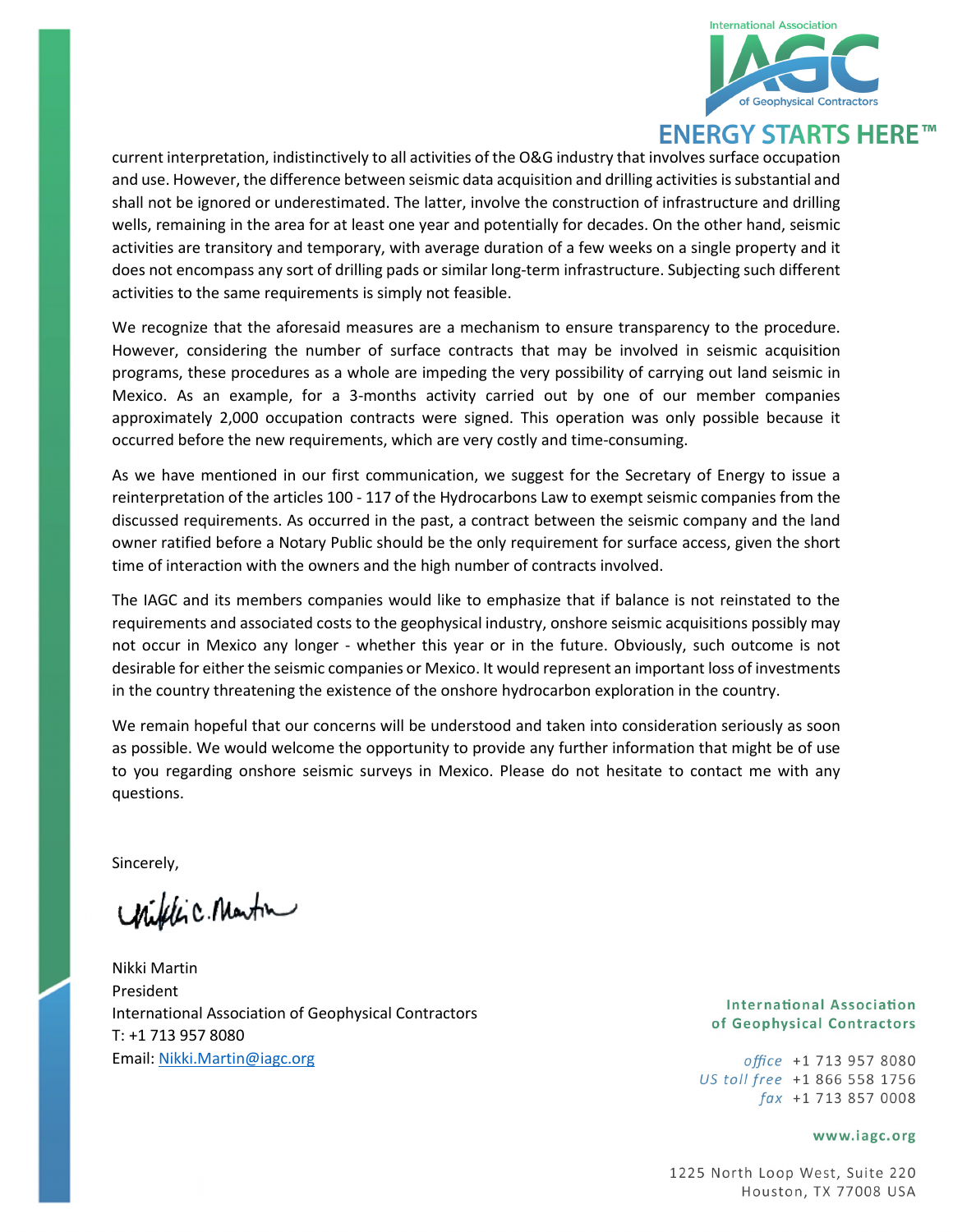current interpretation, indistinctively to all activities of the O&G industry that involves surface occupation and use. However, the difference between seismic data acquisition and drilling activities is substantial and shall not be ignored or underestimated. The latter, involve the construction of infrastructure and drilling wells, remaining in the area for at least one year and potentially for decades. On the other hand, seismic activities are transitory and temporary, with average duration of a few weeks on a single property and it does not encompass any sort of drilling pads or similar long-term infrastructure. Subjecting such different activities to the same requirements is simply not feasible.

We recognize that the aforesaid measures are a mechanism to ensure transparency to the procedure. However, considering the number of surface contracts that may be involved in seismic acquisition programs, these procedures as a whole are impeding the very possibility of carrying out land seismic in Mexico. As an example, for a 3-months activity carried out by one of our member companies approximately 2,000 occupation contracts were signed. This operation was only possible because it occurred before the new requirements, which are very costly and time-consuming.

As we have mentioned in our first communication, we suggest for the Secretary of Energy to issue a reinterpretation of the articles 100 - 117 of the Hydrocarbons Law to exempt seismic companies from the discussed requirements. As occurred in the past, a contract between the seismic company and the land owner ratified before a Notary Public should be the only requirement for surface access, given the short time of interaction with the owners and the high number of contracts involved.

The IAGC and its members companies would like to emphasize that if balance is not reinstated to the requirements and associated costs to the geophysical industry, onshore seismic acquisitions possibly may not occur in Mexico any longer - whether this year or in the future. Obviously, such outcome is not desirable for either the seismic companies or Mexico. It would represent an important loss of investments in the country threatening the existence of the onshore hydrocarbon exploration in the country.

We remain hopeful that our concerns will be understood and taken into consideration seriously as soon as possible. We would welcome the opportunity to provide any further information that might be of use to you regarding onshore seismic surveys in Mexico. Please do not hesitate to contact me with any questions.

Sincerely,

Nikki C. Martin

Nikki Martin
President
International Association of Geophysical Contractors
T: +1 713 957 8080
Email: Nikki.Martin@iagc.org

International Association of Geophysical Contractors

*office* +1 713 957 8080
*US toll free* +1 866 558 1756
*fax* +1 713 857 0008

www.iagc.org

1225 North Loop West, Suite 220
Houston, TX 77008 USA